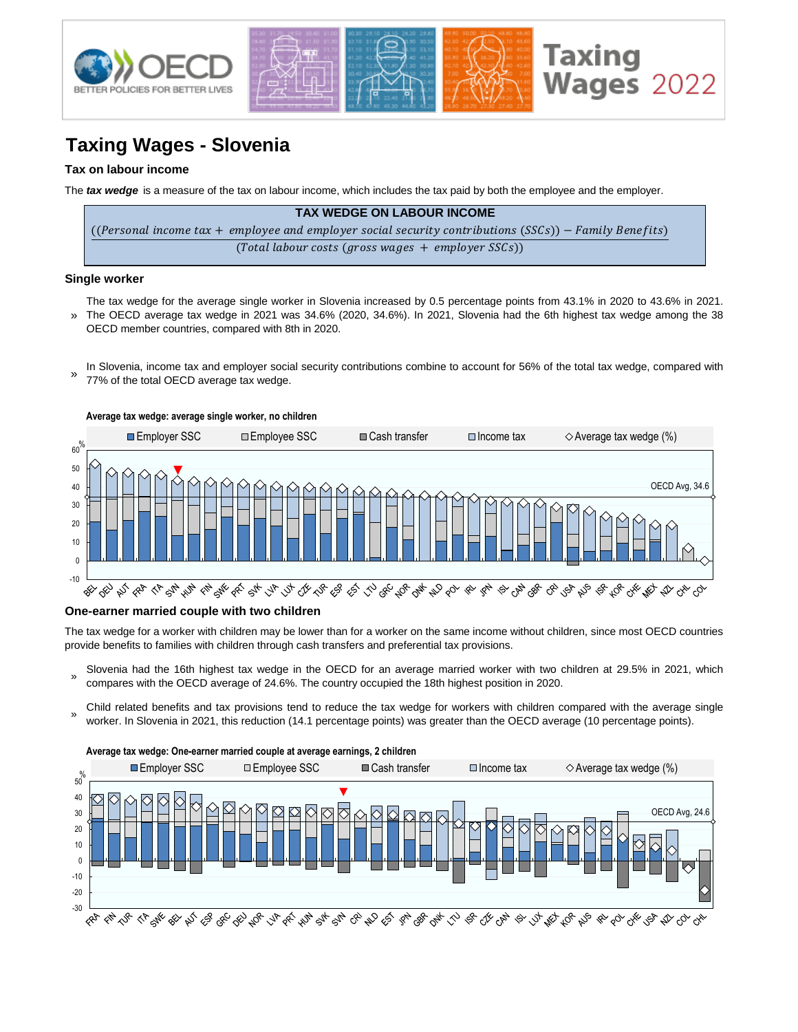# Taxing Wages - Slovenia

### Tax on labour income

The ***tax wedge*** is a measure of the tax on labour income, which includes the tax paid by both the employee and the employer.

**TAX WEDGE ON LABOUR INCOME**

$$\frac{((Personal\ income\ tax + employee\ and\ employer\ social\ security\ contributions\ (SSCs)) - Family\ Benefits)}{(Total\ labour\ costs\ (gross\ wages + employer\ SSCs))}$$

### Single worker

» The tax wedge for the average single worker in Slovenia increased by 0.5 percentage points from 43.1% in 2020 to 43.6% in 2021. The OECD average tax wedge in 2021 was 34.6% (2020, 34.6%). In 2021, Slovenia had the 6th highest tax wedge among the 38 OECD member countries, compared with 8th in 2020.

» In Slovenia, income tax and employer social security contributions combine to account for 56% of the total tax wedge, compared with 77% of the total OECD average tax wedge.

**Average tax wedge: average single worker, no children**

### One-earner married couple with two children

The tax wedge for a worker with children may be lower than for a worker on the same income without children, since most OECD countries provide benefits to families with children through cash transfers and preferential tax provisions.

» Slovenia had the 16th highest tax wedge in the OECD for an average married worker with two children at 29.5% in 2021, which compares with the OECD average of 24.6%. The country occupied the 18th highest position in 2020.

» Child related benefits and tax provisions tend to reduce the tax wedge for workers with children compared with the average single worker. In Slovenia in 2021, this reduction (14.1 percentage points) was greater than the OECD average (10 percentage points).

**Average tax wedge: One-earner married couple at average earnings, 2 children**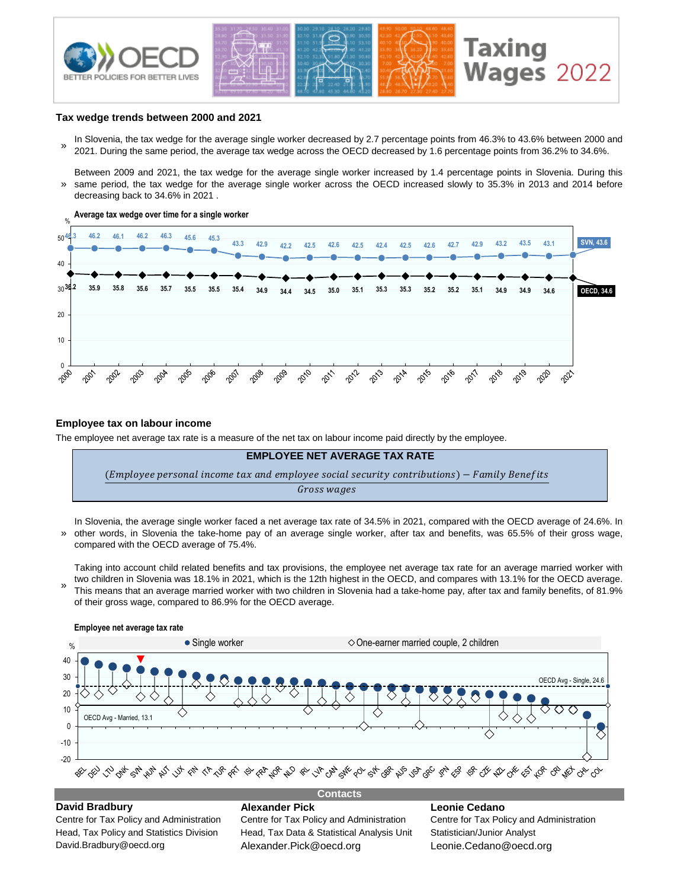Taxing Wages 2022

## Tax wedge trends between 2000 and 2021

» In Slovenia, the tax wedge for the average single worker decreased by 2.7 percentage points from 46.3% to 43.6% between 2000 and 2021. During the same period, the average tax wedge across the OECD decreased by 1.6 percentage points from 36.2% to 34.6%.

» Between 2009 and 2021, the tax wedge for the average single worker increased by 1.4 percentage points in Slovenia. During this same period, the average tax wedge for the average single worker across the OECD increased slowly to 35.3% in 2013 and 2014 before decreasing back to 34.6% in 2021 .

**Average tax wedge over time for a single worker**

%

50, 40, 30, 20, 10, 0

46.3 46.2 46.1 46.2 46.3 45.6 45.3 43.3 42.9 42.2 42.5 42.6 42.5 42.4 42.5 42.6 42.7 42.9 43.2 43.5 43.1

36.2 35.9 35.8 35.6 35.7 35.5 35.5 35.4 34.9 34.4 34.5 35.0 35.1 35.3 35.3 35.2 35.2 35.1 34.9 34.9 34.6

SVN, 43.6

OECD, 34.6

2000 2001 2002 2003 2004 2005 2006 2007 2008 2009 2010 2011 2012 2013 2014 2015 2016 2017 2018 2019 2020 2021

## Employee tax on labour income

The employee net average tax rate is a measure of the net tax on labour income paid directly by the employee.

**EMPLOYEE NET AVERAGE TAX RATE**

$$\frac{(Employee\ personal\ income\ tax\ and\ employee\ social\ security\ contributions) - Family\ Benefits}{Gross\ wages}$$

» In Slovenia, the average single worker faced a net average tax rate of 34.5% in 2021, compared with the OECD average of 24.6%. In other words, in Slovenia the take-home pay of an average single worker, after tax and benefits, was 65.5% of their gross wage, compared with the OECD average of 75.4%.

» Taking into account child related benefits and tax provisions, the employee net average tax rate for an average married worker with two children in Slovenia was 18.1% in 2021, which is the 12th highest in the OECD, and compares with 13.1% for the OECD average. This means that an average married worker with two children in Slovenia had a take-home pay, after tax and family benefits, of 81.9% of their gross wage, compared to 86.9% for the OECD average.

**Employee net average tax rate**

%

● Single worker ◇ One-earner married couple, 2 children

40, 30, 20, 10, 0, -10, -20

OECD Avg - Single, 24.6

OECD Avg - Married, 13.1

BEL DEU LTU DNK SVN HUN AUT LUX FIN ITA TUR PRT ISL FRA NOR NLD IRL LVA CAN SWE POL SVK GBR AUS USA GRC JPN ESP ISR CZE NZL CHE EST KOR CRI MEX CHL COL

## Contacts

**David Bradbury**
Centre for Tax Policy and Administration
Head, Tax Policy and Statistics Division
David.Bradbury@oecd.org

**Alexander Pick**
Centre for Tax Policy and Administration
Head, Tax Data & Statistical Analysis Unit
Alexander.Pick@oecd.org

**Leonie Cedano**
Centre for Tax Policy and Administration
Statistician/Junior Analyst
Leonie.Cedano@oecd.org